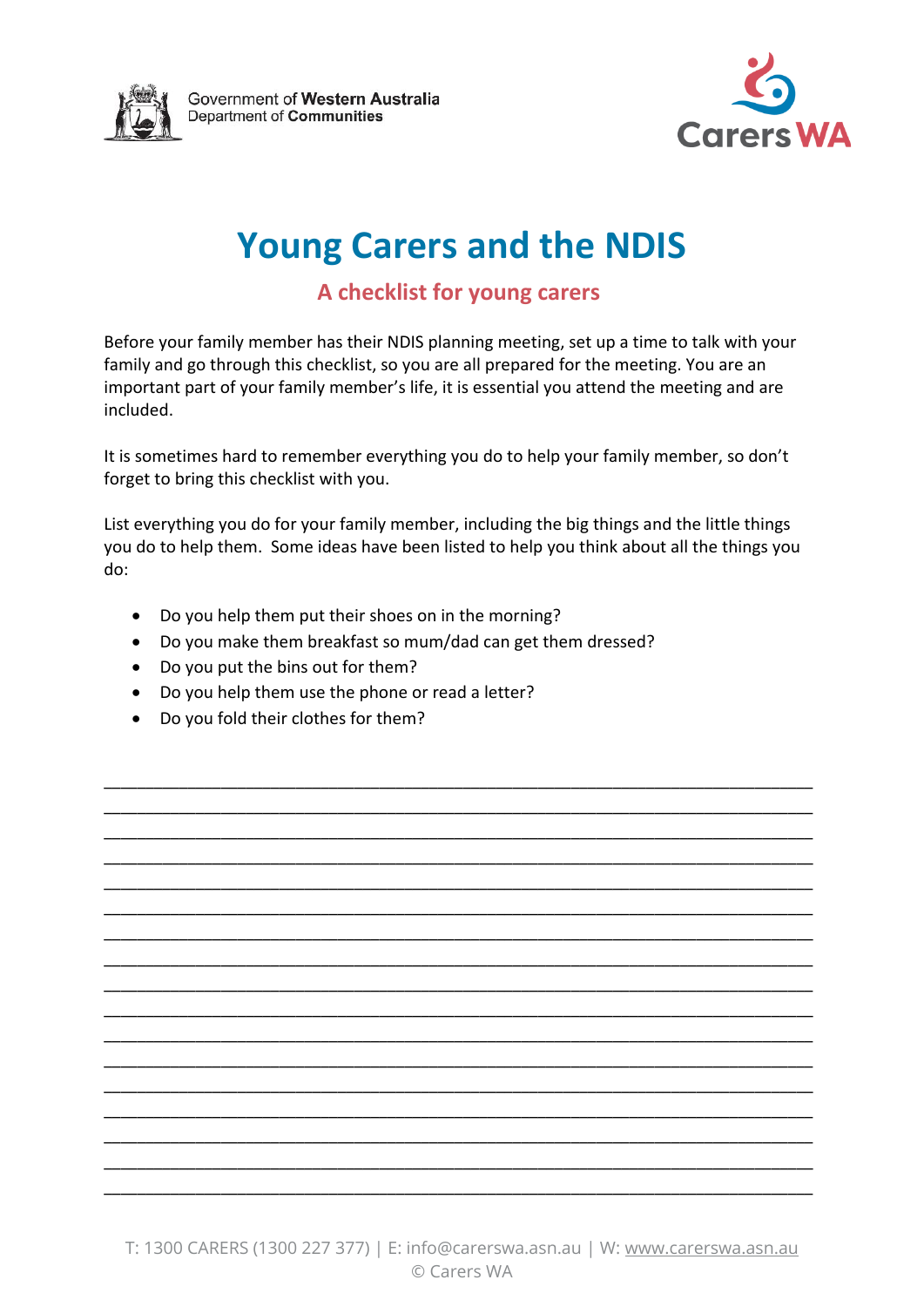Government of **Western Australia**
Department of **Communities**

Carers WA

# Young Carers and the NDIS

## A checklist for young carers

Before your family member has their NDIS planning meeting, set up a time to talk with your family and go through this checklist, so you are all prepared for the meeting. You are an important part of your family member's life, it is essential you attend the meeting and are included.

It is sometimes hard to remember everything you do to help your family member, so don't forget to bring this checklist with you.

List everything you do for your family member, including the big things and the little things you do to help them. Some ideas have been listed to help you think about all the things you do:

- Do you help them put their shoes on in the morning?
- Do you make them breakfast so mum/dad can get them dressed?
- Do you put the bins out for them?
- Do you help them use the phone or read a letter?
- Do you fold their clothes for them?

___________________________________________________________________________
___________________________________________________________________________
___________________________________________________________________________
___________________________________________________________________________
___________________________________________________________________________
___________________________________________________________________________
___________________________________________________________________________
___________________________________________________________________________
___________________________________________________________________________
___________________________________________________________________________
___________________________________________________________________________
___________________________________________________________________________
___________________________________________________________________________
___________________________________________________________________________
___________________________________________________________________________
___________________________________________________________________________
___________________________________________________________________________

T: 1300 CARERS (1300 227 377) | E: info@carerswa.asn.au | W: www.carerswa.asn.au
© Carers WA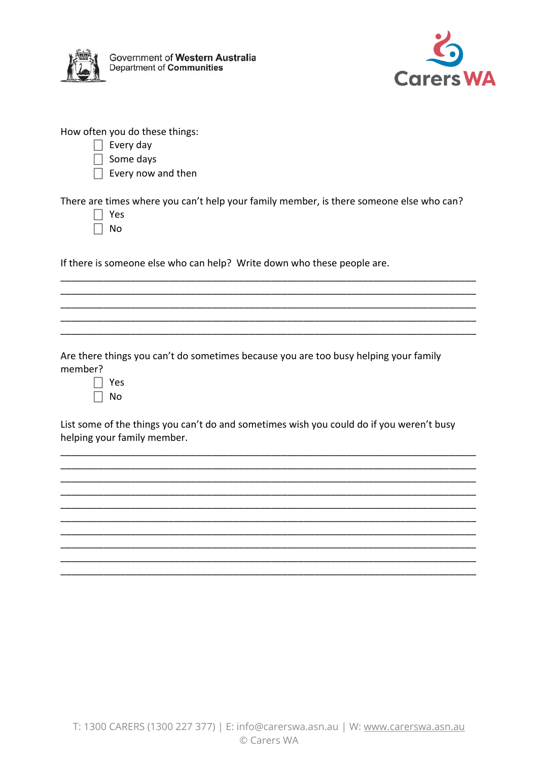How often you do these things:

- ☐ Every day
- ☐ Some days
- ☐ Every now and then

There are times where you can't help your family member, is there someone else who can?

- ☐ Yes
- ☐ No

If there is someone else who can help? Write down who these people are.

______________________________________________________________________________
______________________________________________________________________________
______________________________________________________________________________
______________________________________________________________________________
______________________________________________________________________________

Are there things you can't do sometimes because you are too busy helping your family member?

- ☐ Yes
- ☐ No

List some of the things you can't do and sometimes wish you could do if you weren't busy helping your family member.

______________________________________________________________________________
______________________________________________________________________________
______________________________________________________________________________
______________________________________________________________________________
______________________________________________________________________________
______________________________________________________________________________
______________________________________________________________________________
______________________________________________________________________________
______________________________________________________________________________
______________________________________________________________________________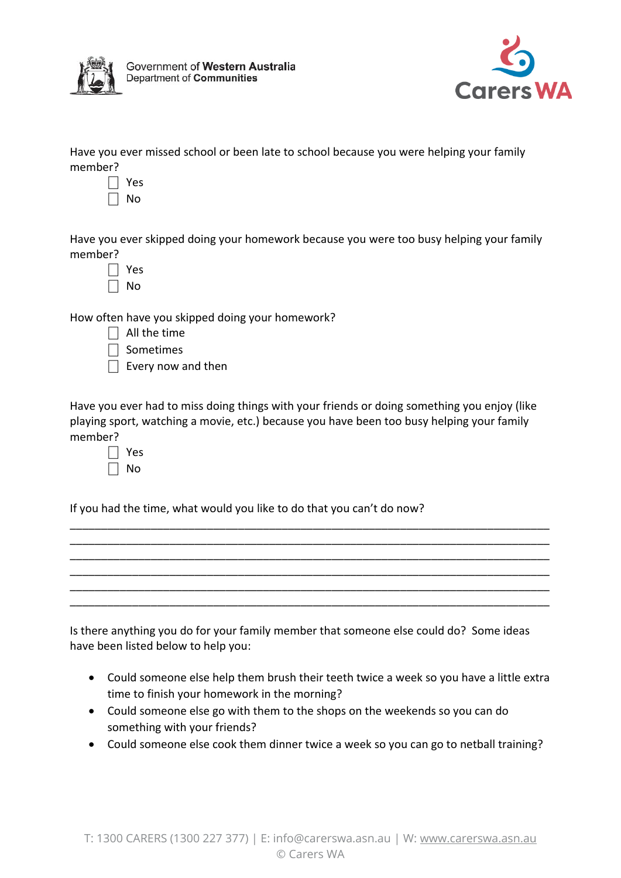Have you ever missed school or been late to school because you were helping your family member?

- ☐ Yes
- ☐ No

Have you ever skipped doing your homework because you were too busy helping your family member?

- ☐ Yes
- ☐ No

How often have you skipped doing your homework?

- ☐ All the time
- ☐ Sometimes
- ☐ Every now and then

Have you ever had to miss doing things with your friends or doing something you enjoy (like playing sport, watching a movie, etc.) because you have been too busy helping your family member?

- ☐ Yes
- ☐ No

If you had the time, what would you like to do that you can't do now?

______________________________________________________________________________
______________________________________________________________________________
______________________________________________________________________________
______________________________________________________________________________
______________________________________________________________________________
______________________________________________________________________________

Is there anything you do for your family member that someone else could do? Some ideas have been listed below to help you:

- Could someone else help them brush their teeth twice a week so you have a little extra time to finish your homework in the morning?
- Could someone else go with them to the shops on the weekends so you can do something with your friends?
- Could someone else cook them dinner twice a week so you can go to netball training?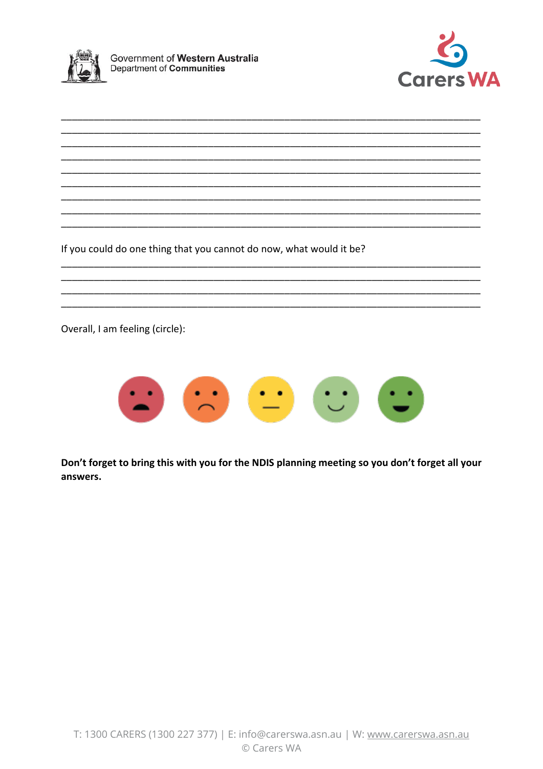Government of **Western Australia**
Department of **Communities**

Carers WA

\_\_\_\_\_\_\_\_\_\_\_\_\_\_\_\_\_\_\_\_\_\_\_\_\_\_\_\_\_\_\_\_\_\_\_\_\_\_\_\_\_\_\_\_\_\_\_\_\_\_\_\_\_\_\_\_\_\_\_\_\_\_\_\_\_\_\_\_\_\_\_\_\_\_\_\_\_\_\_\_\_\_
\_\_\_\_\_\_\_\_\_\_\_\_\_\_\_\_\_\_\_\_\_\_\_\_\_\_\_\_\_\_\_\_\_\_\_\_\_\_\_\_\_\_\_\_\_\_\_\_\_\_\_\_\_\_\_\_\_\_\_\_\_\_\_\_\_\_\_\_\_\_\_\_\_\_\_\_\_\_\_\_\_\_
\_\_\_\_\_\_\_\_\_\_\_\_\_\_\_\_\_\_\_\_\_\_\_\_\_\_\_\_\_\_\_\_\_\_\_\_\_\_\_\_\_\_\_\_\_\_\_\_\_\_\_\_\_\_\_\_\_\_\_\_\_\_\_\_\_\_\_\_\_\_\_\_\_\_\_\_\_\_\_\_\_\_
\_\_\_\_\_\_\_\_\_\_\_\_\_\_\_\_\_\_\_\_\_\_\_\_\_\_\_\_\_\_\_\_\_\_\_\_\_\_\_\_\_\_\_\_\_\_\_\_\_\_\_\_\_\_\_\_\_\_\_\_\_\_\_\_\_\_\_\_\_\_\_\_\_\_\_\_\_\_\_\_\_\_
\_\_\_\_\_\_\_\_\_\_\_\_\_\_\_\_\_\_\_\_\_\_\_\_\_\_\_\_\_\_\_\_\_\_\_\_\_\_\_\_\_\_\_\_\_\_\_\_\_\_\_\_\_\_\_\_\_\_\_\_\_\_\_\_\_\_\_\_\_\_\_\_\_\_\_\_\_\_\_\_\_\_
\_\_\_\_\_\_\_\_\_\_\_\_\_\_\_\_\_\_\_\_\_\_\_\_\_\_\_\_\_\_\_\_\_\_\_\_\_\_\_\_\_\_\_\_\_\_\_\_\_\_\_\_\_\_\_\_\_\_\_\_\_\_\_\_\_\_\_\_\_\_\_\_\_\_\_\_\_\_\_\_\_\_
\_\_\_\_\_\_\_\_\_\_\_\_\_\_\_\_\_\_\_\_\_\_\_\_\_\_\_\_\_\_\_\_\_\_\_\_\_\_\_\_\_\_\_\_\_\_\_\_\_\_\_\_\_\_\_\_\_\_\_\_\_\_\_\_\_\_\_\_\_\_\_\_\_\_\_\_\_\_\_\_\_\_
\_\_\_\_\_\_\_\_\_\_\_\_\_\_\_\_\_\_\_\_\_\_\_\_\_\_\_\_\_\_\_\_\_\_\_\_\_\_\_\_\_\_\_\_\_\_\_\_\_\_\_\_\_\_\_\_\_\_\_\_\_\_\_\_\_\_\_\_\_\_\_\_\_\_\_\_\_\_\_\_\_\_
\_\_\_\_\_\_\_\_\_\_\_\_\_\_\_\_\_\_\_\_\_\_\_\_\_\_\_\_\_\_\_\_\_\_\_\_\_\_\_\_\_\_\_\_\_\_\_\_\_\_\_\_\_\_\_\_\_\_\_\_\_\_\_\_\_\_\_\_\_\_\_\_\_\_\_\_\_\_\_\_\_\_

If you could do one thing that you cannot do now, what would it be?

\_\_\_\_\_\_\_\_\_\_\_\_\_\_\_\_\_\_\_\_\_\_\_\_\_\_\_\_\_\_\_\_\_\_\_\_\_\_\_\_\_\_\_\_\_\_\_\_\_\_\_\_\_\_\_\_\_\_\_\_\_\_\_\_\_\_\_\_\_\_\_\_\_\_\_\_\_\_\_\_\_\_
\_\_\_\_\_\_\_\_\_\_\_\_\_\_\_\_\_\_\_\_\_\_\_\_\_\_\_\_\_\_\_\_\_\_\_\_\_\_\_\_\_\_\_\_\_\_\_\_\_\_\_\_\_\_\_\_\_\_\_\_\_\_\_\_\_\_\_\_\_\_\_\_\_\_\_\_\_\_\_\_\_\_
\_\_\_\_\_\_\_\_\_\_\_\_\_\_\_\_\_\_\_\_\_\_\_\_\_\_\_\_\_\_\_\_\_\_\_\_\_\_\_\_\_\_\_\_\_\_\_\_\_\_\_\_\_\_\_\_\_\_\_\_\_\_\_\_\_\_\_\_\_\_\_\_\_\_\_\_\_\_\_\_\_\_
\_\_\_\_\_\_\_\_\_\_\_\_\_\_\_\_\_\_\_\_\_\_\_\_\_\_\_\_\_\_\_\_\_\_\_\_\_\_\_\_\_\_\_\_\_\_\_\_\_\_\_\_\_\_\_\_\_\_\_\_\_\_\_\_\_\_\_\_\_\_\_\_\_\_\_\_\_\_\_\_\_\_

Overall, I am feeling (circle):

**Don't forget to bring this with you for the NDIS planning meeting so you don't forget all your answers.**

T: 1300 CARERS (1300 227 377) | E: info@carerswa.asn.au | W: www.carerswa.asn.au
© Carers WA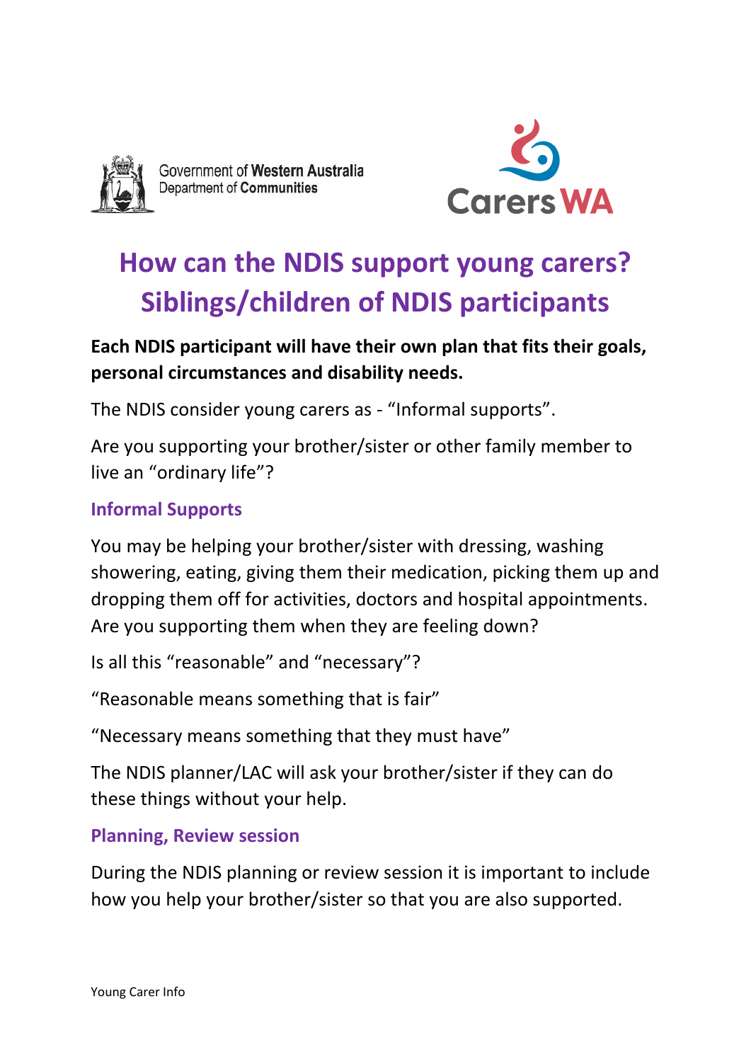Government of Western Australia
Department of Communities

Carers WA

# How can the NDIS support young carers? Siblings/children of NDIS participants

**Each NDIS participant will have their own plan that fits their goals, personal circumstances and disability needs.**

The NDIS consider young carers as - “Informal supports”.

Are you supporting your brother/sister or other family member to live an “ordinary life”?

## Informal Supports

You may be helping your brother/sister with dressing, washing showering, eating, giving them their medication, picking them up and dropping them off for activities, doctors and hospital appointments. Are you supporting them when they are feeling down?

Is all this “reasonable” and “necessary”?

“Reasonable means something that is fair”

“Necessary means something that they must have”

The NDIS planner/LAC will ask your brother/sister if they can do these things without your help.

## Planning, Review session

During the NDIS planning or review session it is important to include how you help your brother/sister so that you are also supported.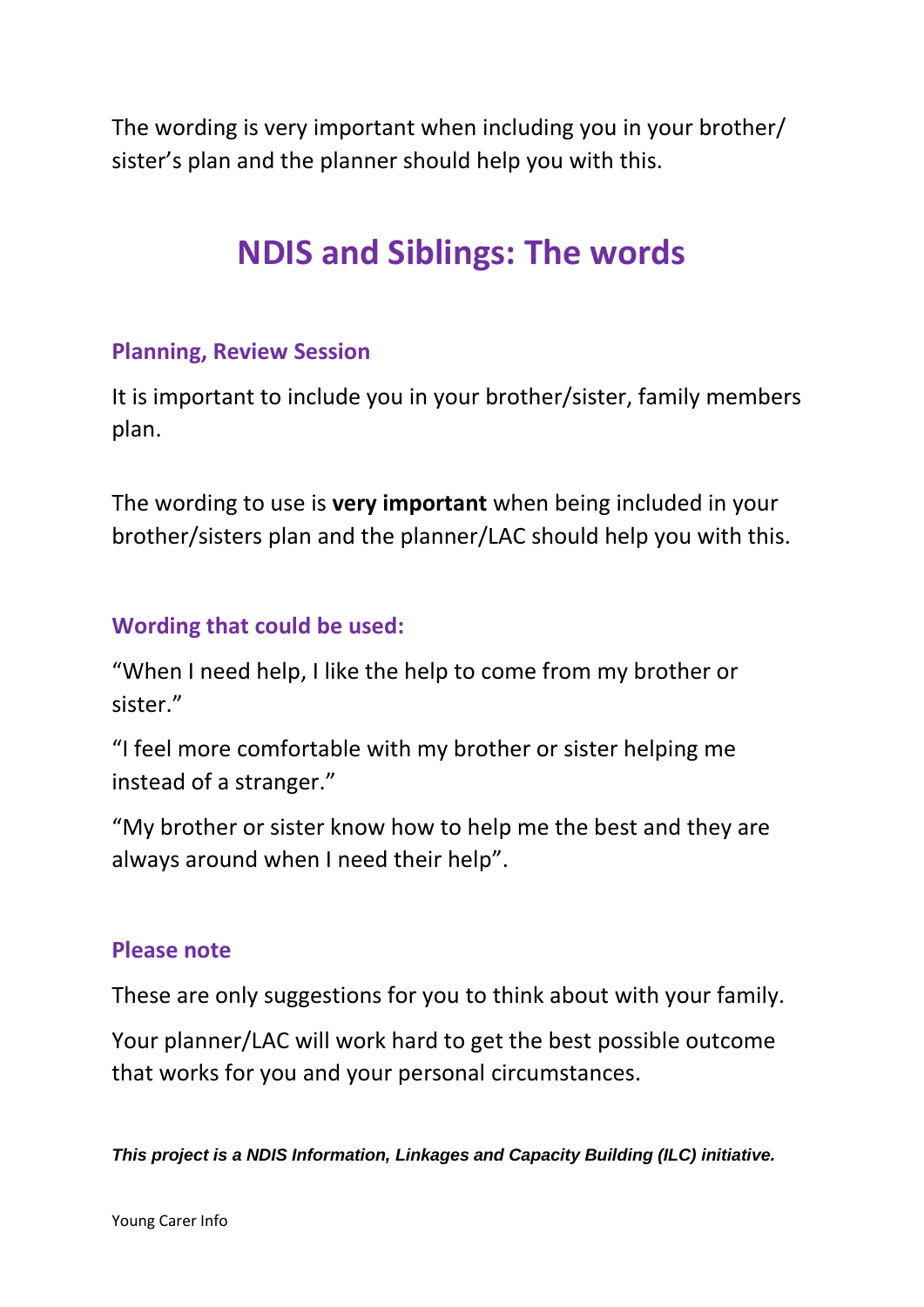The wording is very important when including you in your brother/ sister's plan and the planner should help you with this.

# NDIS and Siblings: The words

### Planning, Review Session

It is important to include you in your brother/sister, family members plan.

The wording to use is **very important** when being included in your brother/sisters plan and the planner/LAC should help you with this.

### Wording that could be used:

"When I need help, I like the help to come from my brother or sister."

"I feel more comfortable with my brother or sister helping me instead of a stranger."

"My brother or sister know how to help me the best and they are always around when I need their help".

### Please note

These are only suggestions for you to think about with your family.

Your planner/LAC will work hard to get the best possible outcome that works for you and your personal circumstances.

***This project is a NDIS Information, Linkages and Capacity Building (ILC) initiative.***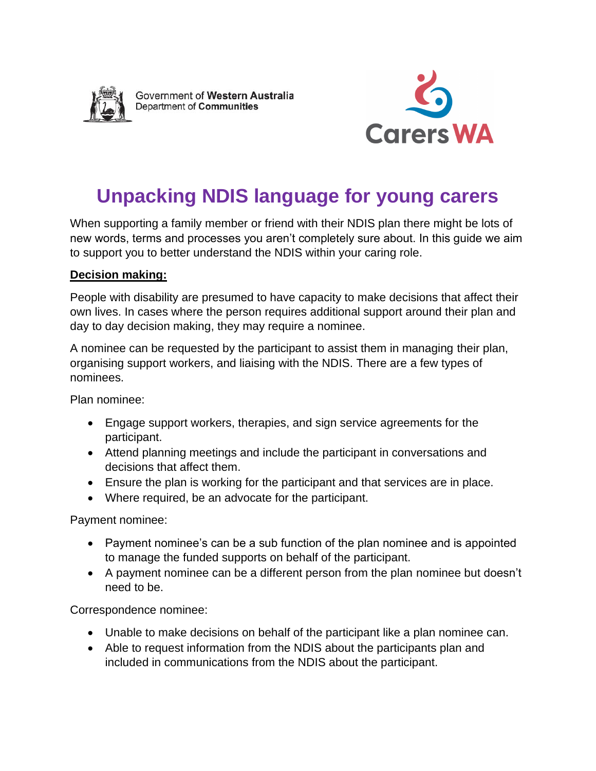Government of **Western Australia**
Department of **Communities**

# Unpacking NDIS language for young carers

When supporting a family member or friend with their NDIS plan there might be lots of new words, terms and processes you aren't completely sure about. In this guide we aim to support you to better understand the NDIS within your caring role.

**Decision making:**

People with disability are presumed to have capacity to make decisions that affect their own lives. In cases where the person requires additional support around their plan and day to day decision making, they may require a nominee.

A nominee can be requested by the participant to assist them in managing their plan, organising support workers, and liaising with the NDIS. There are a few types of nominees.

Plan nominee:

- Engage support workers, therapies, and sign service agreements for the participant.
- Attend planning meetings and include the participant in conversations and decisions that affect them.
- Ensure the plan is working for the participant and that services are in place.
- Where required, be an advocate for the participant.

Payment nominee:

- Payment nominee's can be a sub function of the plan nominee and is appointed to manage the funded supports on behalf of the participant.
- A payment nominee can be a different person from the plan nominee but doesn't need to be.

Correspondence nominee:

- Unable to make decisions on behalf of the participant like a plan nominee can.
- Able to request information from the NDIS about the participants plan and included in communications from the NDIS about the participant.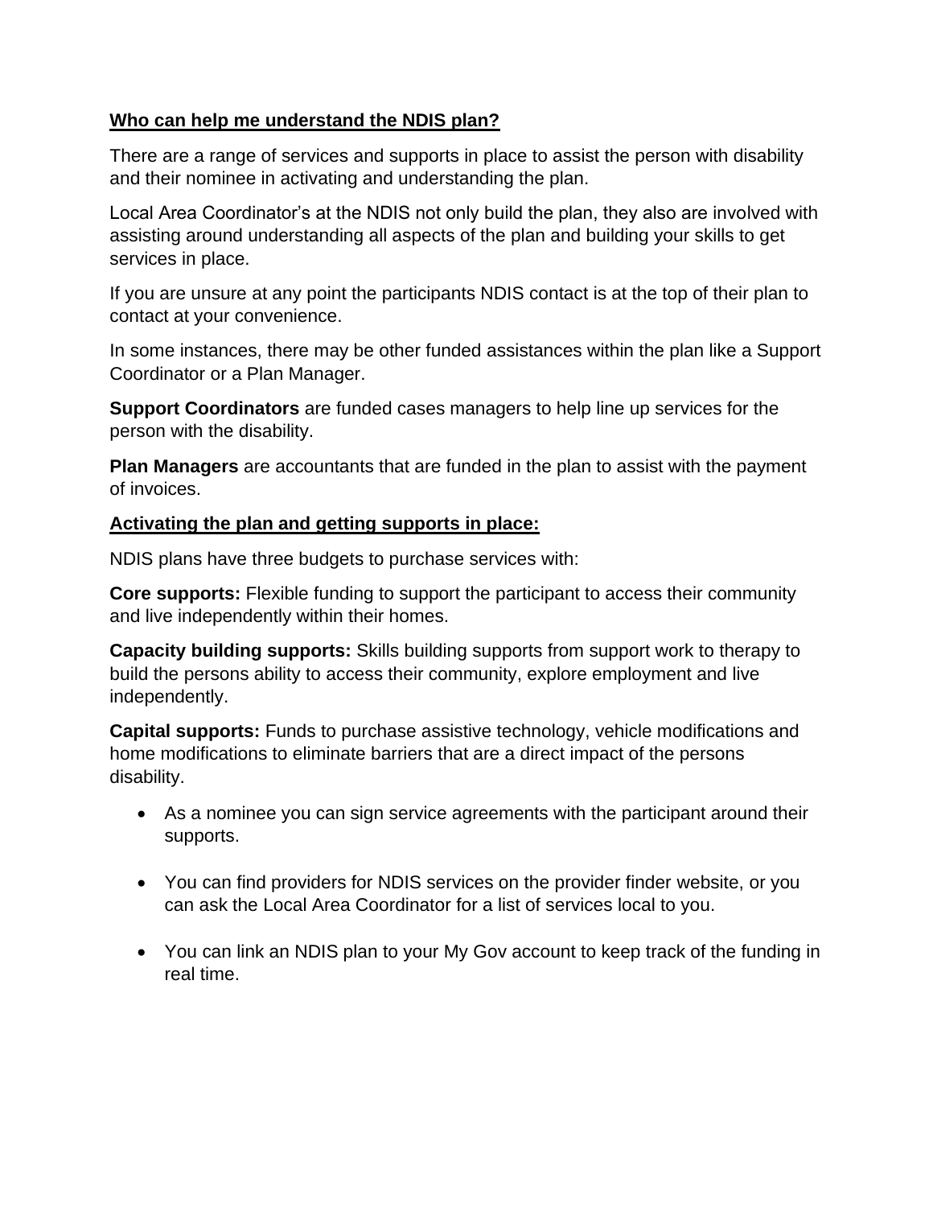**Who can help me understand the NDIS plan?**

There are a range of services and supports in place to assist the person with disability and their nominee in activating and understanding the plan.

Local Area Coordinator's at the NDIS not only build the plan, they also are involved with assisting around understanding all aspects of the plan and building your skills to get services in place.

If you are unsure at any point the participants NDIS contact is at the top of their plan to contact at your convenience.

In some instances, there may be other funded assistances within the plan like a Support Coordinator or a Plan Manager.

**Support Coordinators** are funded cases managers to help line up services for the person with the disability.

**Plan Managers** are accountants that are funded in the plan to assist with the payment of invoices.

**Activating the plan and getting supports in place:**

NDIS plans have three budgets to purchase services with:

**Core supports:** Flexible funding to support the participant to access their community and live independently within their homes.

**Capacity building supports:** Skills building supports from support work to therapy to build the persons ability to access their community, explore employment and live independently.

**Capital supports:** Funds to purchase assistive technology, vehicle modifications and home modifications to eliminate barriers that are a direct impact of the persons disability.

- As a nominee you can sign service agreements with the participant around their supports.
- You can find providers for NDIS services on the provider finder website, or you can ask the Local Area Coordinator for a list of services local to you.
- You can link an NDIS plan to your My Gov account to keep track of the funding in real time.